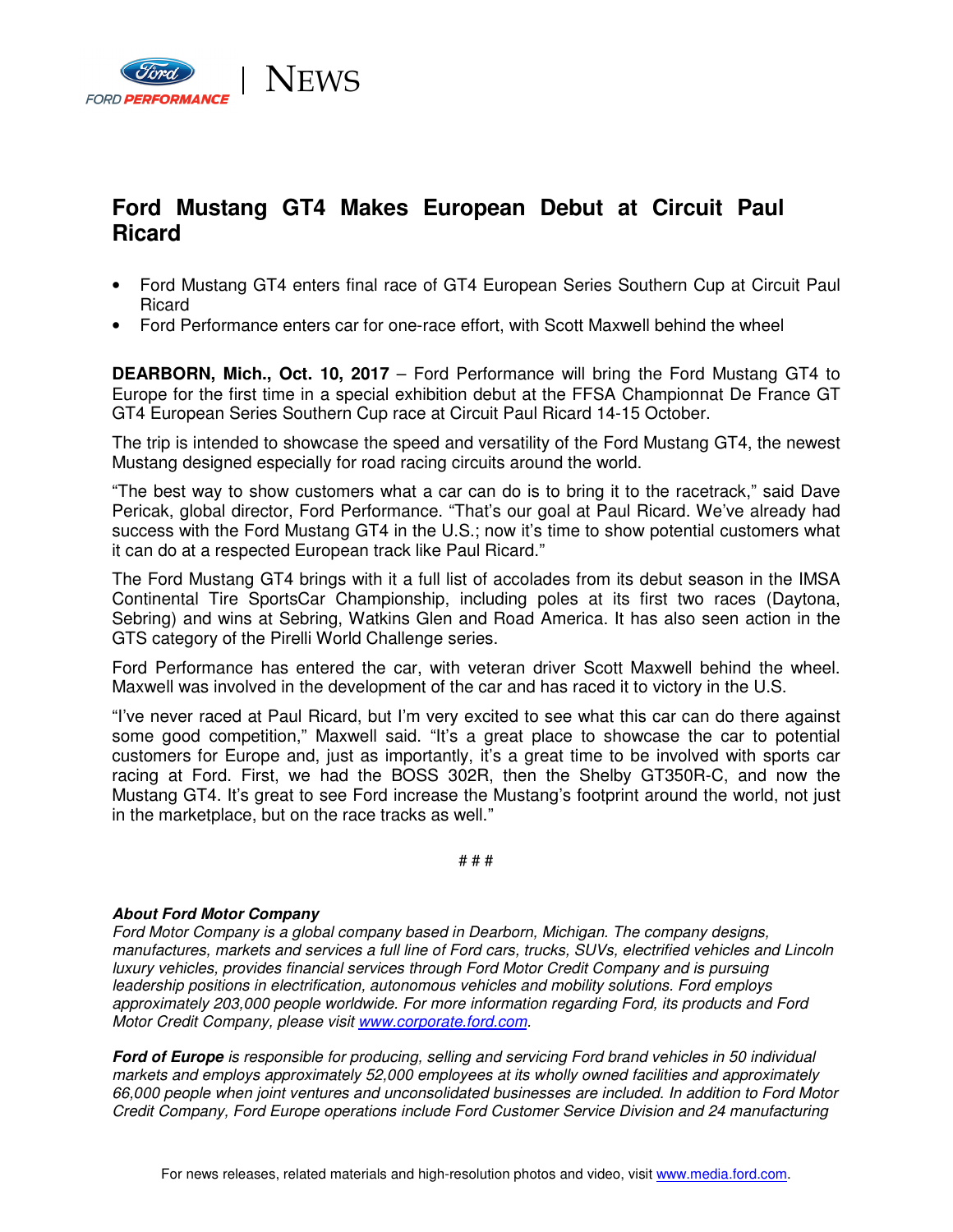FORD PERFORMANCE | NEWS

# Ford Mustang GT4 Makes European Debut at Circuit Paul Ricard

- Ford Mustang GT4 enters final race of GT4 European Series Southern Cup at Circuit Paul Ricard
- Ford Performance enters car for one-race effort, with Scott Maxwell behind the wheel

**DEARBORN, Mich., Oct. 10, 2017** – Ford Performance will bring the Ford Mustang GT4 to Europe for the first time in a special exhibition debut at the FFSA Championnat De France GT GT4 European Series Southern Cup race at Circuit Paul Ricard 14-15 October.

The trip is intended to showcase the speed and versatility of the Ford Mustang GT4, the newest Mustang designed especially for road racing circuits around the world.

"The best way to show customers what a car can do is to bring it to the racetrack," said Dave Pericak, global director, Ford Performance. "That's our goal at Paul Ricard. We've already had success with the Ford Mustang GT4 in the U.S.; now it's time to show potential customers what it can do at a respected European track like Paul Ricard."

The Ford Mustang GT4 brings with it a full list of accolades from its debut season in the IMSA Continental Tire SportsCar Championship, including poles at its first two races (Daytona, Sebring) and wins at Sebring, Watkins Glen and Road America. It has also seen action in the GTS category of the Pirelli World Challenge series.

Ford Performance has entered the car, with veteran driver Scott Maxwell behind the wheel. Maxwell was involved in the development of the car and has raced it to victory in the U.S.

"I've never raced at Paul Ricard, but I'm very excited to see what this car can do there against some good competition," Maxwell said. "It's a great place to showcase the car to potential customers for Europe and, just as importantly, it's a great time to be involved with sports car racing at Ford. First, we had the BOSS 302R, then the Shelby GT350R-C, and now the Mustang GT4. It's great to see Ford increase the Mustang's footprint around the world, not just in the marketplace, but on the race tracks as well."

# # #

***About Ford Motor Company***
*Ford Motor Company is a global company based in Dearborn, Michigan. The company designs, manufactures, markets and services a full line of Ford cars, trucks, SUVs, electrified vehicles and Lincoln luxury vehicles, provides financial services through Ford Motor Credit Company and is pursuing leadership positions in electrification, autonomous vehicles and mobility solutions. Ford employs approximately 203,000 people worldwide. For more information regarding Ford, its products and Ford Motor Credit Company, please visit [www.corporate.ford.com](http://www.corporate.ford.com).*

***Ford of Europe*** *is responsible for producing, selling and servicing Ford brand vehicles in 50 individual markets and employs approximately 52,000 employees at its wholly owned facilities and approximately 66,000 people when joint ventures and unconsolidated businesses are included. In addition to Ford Motor Credit Company, Ford Europe operations include Ford Customer Service Division and 24 manufacturing*

For news releases, related materials and high-resolution photos and video, visit [www.media.ford.com](http://www.media.ford.com).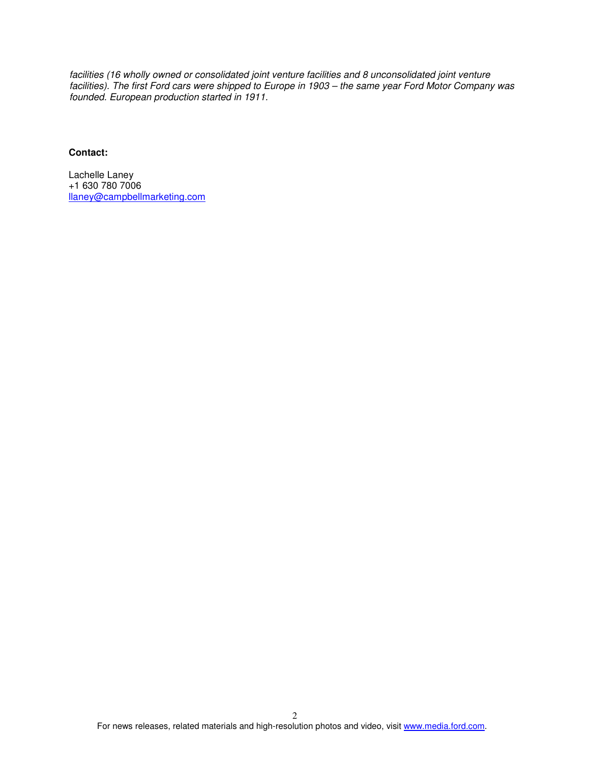*facilities (16 wholly owned or consolidated joint venture facilities and 8 unconsolidated joint venture facilities). The first Ford cars were shipped to Europe in 1903 – the same year Ford Motor Company was founded. European production started in 1911.*

**Contact:**

Lachelle Laney
+1 630 780 7006
[llaney@campbellmarketing.com](mailto:llaney@campbellmarketing.com)

For news releases, related materials and high-resolution photos and video, visit [www.media.ford.com](http://www.media.ford.com).